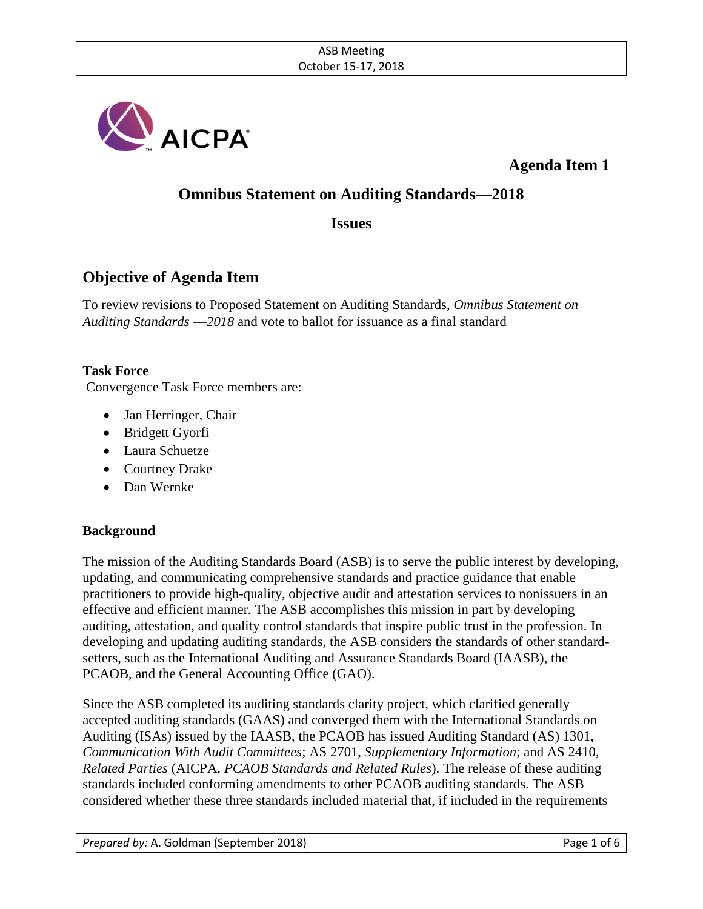**Agenda Item 1**

# Omnibus Statement on Auditing Standards—2018

## Issues

## Objective of Agenda Item

To review revisions to Proposed Statement on Auditing Standards, *Omnibus Statement on Auditing Standards —2018* and vote to ballot for issuance as a final standard

### Task Force

Convergence Task Force members are:

- Jan Herringer, Chair
- Bridgett Gyorfi
- Laura Schuetze
- Courtney Drake
- Dan Wernke

### Background

The mission of the Auditing Standards Board (ASB) is to serve the public interest by developing, updating, and communicating comprehensive standards and practice guidance that enable practitioners to provide high-quality, objective audit and attestation services to nonissuers in an effective and efficient manner. The ASB accomplishes this mission in part by developing auditing, attestation, and quality control standards that inspire public trust in the profession. In developing and updating auditing standards, the ASB considers the standards of other standard-setters, such as the International Auditing and Assurance Standards Board (IAASB), the PCAOB, and the General Accounting Office (GAO).

Since the ASB completed its auditing standards clarity project, which clarified generally accepted auditing standards (GAAS) and converged them with the International Standards on Auditing (ISAs) issued by the IAASB, the PCAOB has issued Auditing Standard (AS) 1301, *Communication With Audit Committees*; AS 2701, *Supplementary Information*; and AS 2410, *Related Parties* (AICPA, *PCAOB Standards and Related Rules*). The release of these auditing standards included conforming amendments to other PCAOB auditing standards. The ASB considered whether these three standards included material that, if included in the requirements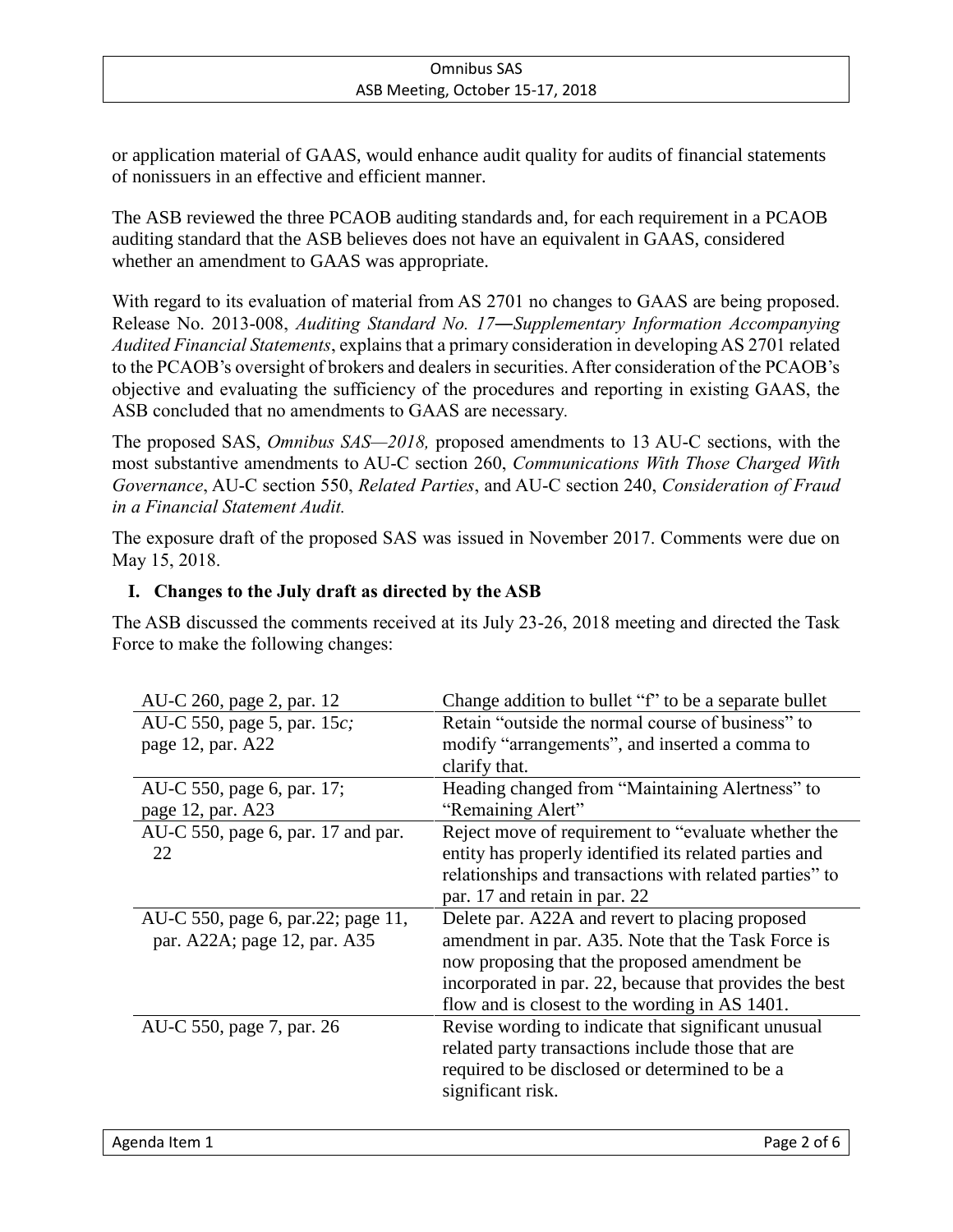or application material of GAAS, would enhance audit quality for audits of financial statements of nonissuers in an effective and efficient manner.

The ASB reviewed the three PCAOB auditing standards and, for each requirement in a PCAOB auditing standard that the ASB believes does not have an equivalent in GAAS, considered whether an amendment to GAAS was appropriate.

With regard to its evaluation of material from AS 2701 no changes to GAAS are being proposed. Release No. 2013-008, *Auditing Standard No. 17―Supplementary Information Accompanying Audited Financial Statements*, explains that a primary consideration in developing AS 2701 related to the PCAOB's oversight of brokers and dealers in securities. After consideration of the PCAOB's objective and evaluating the sufficiency of the procedures and reporting in existing GAAS, the ASB concluded that no amendments to GAAS are necessary.

The proposed SAS, *Omnibus SAS—2018,* proposed amendments to 13 AU-C sections, with the most substantive amendments to AU-C section 260, *Communications With Those Charged With Governance*, AU-C section 550, *Related Parties*, and AU-C section 240, *Consideration of Fraud in a Financial Statement Audit.*

The exposure draft of the proposed SAS was issued in November 2017. Comments were due on May 15, 2018.

## I. Changes to the July draft as directed by the ASB

The ASB discussed the comments received at its July 23-26, 2018 meeting and directed the Task Force to make the following changes:

| | |
|---|---|
| AU-C 260, page 2, par. 12 | Change addition to bullet "f" to be a separate bullet |
| AU-C 550, page 5, par. 15*c;* page 12, par. A22 | Retain "outside the normal course of business" to modify "arrangements", and inserted a comma to clarify that. |
| AU-C 550, page 6, par. 17; page 12, par. A23 | Heading changed from "Maintaining Alertness" to "Remaining Alert" |
| AU-C 550, page 6, par. 17 and par. 22 | Reject move of requirement to "evaluate whether the entity has properly identified its related parties and relationships and transactions with related parties" to par. 17 and retain in par. 22 |
| AU-C 550, page 6, par.22; page 11, par. A22A; page 12, par. A35 | Delete par. A22A and revert to placing proposed amendment in par. A35. Note that the Task Force is now proposing that the proposed amendment be incorporated in par. 22, because that provides the best flow and is closest to the wording in AS 1401. |
| AU-C 550, page 7, par. 26 | Revise wording to indicate that significant unusual related party transactions include those that are required to be disclosed or determined to be a significant risk. |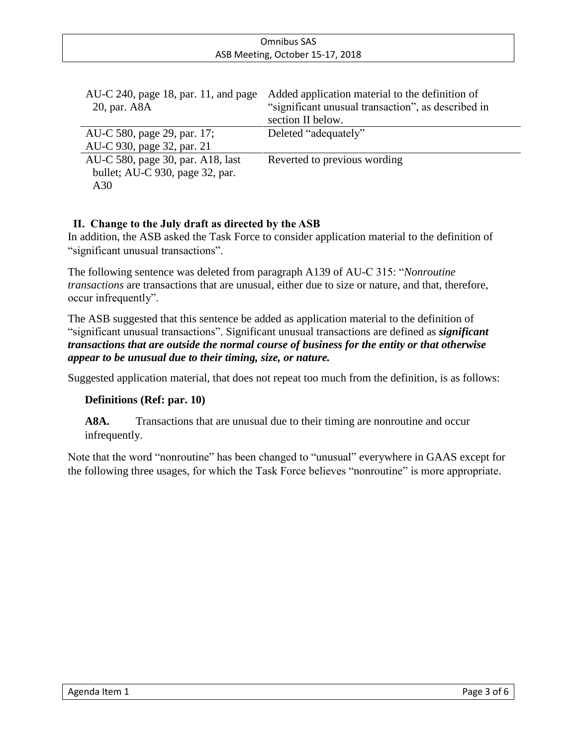| | |
|---|---|
| AU-C 240, page 18, par. 11, and page 20, par. A8A | Added application material to the definition of “significant unusual transaction”, as described in section II below. |
| AU-C 580, page 29, par. 17; AU-C 930, page 32, par. 21 | Deleted “adequately” |
| AU-C 580, page 30, par. A18, last bullet; AU-C 930, page 32, par. A30 | Reverted to previous wording |

## II. Change to the July draft as directed by the ASB

In addition, the ASB asked the Task Force to consider application material to the definition of “significant unusual transactions”.

The following sentence was deleted from paragraph A139 of AU-C 315: “*Nonroutine transactions* are transactions that are unusual, either due to size or nature, and that, therefore, occur infrequently”.

The ASB suggested that this sentence be added as application material to the definition of “significant unusual transactions”. Significant unusual transactions are defined as ***significant transactions that are outside the normal course of business for the entity or that otherwise appear to be unusual due to their timing, size, or nature.***

Suggested application material, that does not repeat too much from the definition, is as follows:

**Definitions (Ref: par. 10)**

**A8A.** Transactions that are unusual due to their timing are nonroutine and occur infrequently.

Note that the word “nonroutine” has been changed to “unusual” everywhere in GAAS except for the following three usages, for which the Task Force believes “nonroutine” is more appropriate.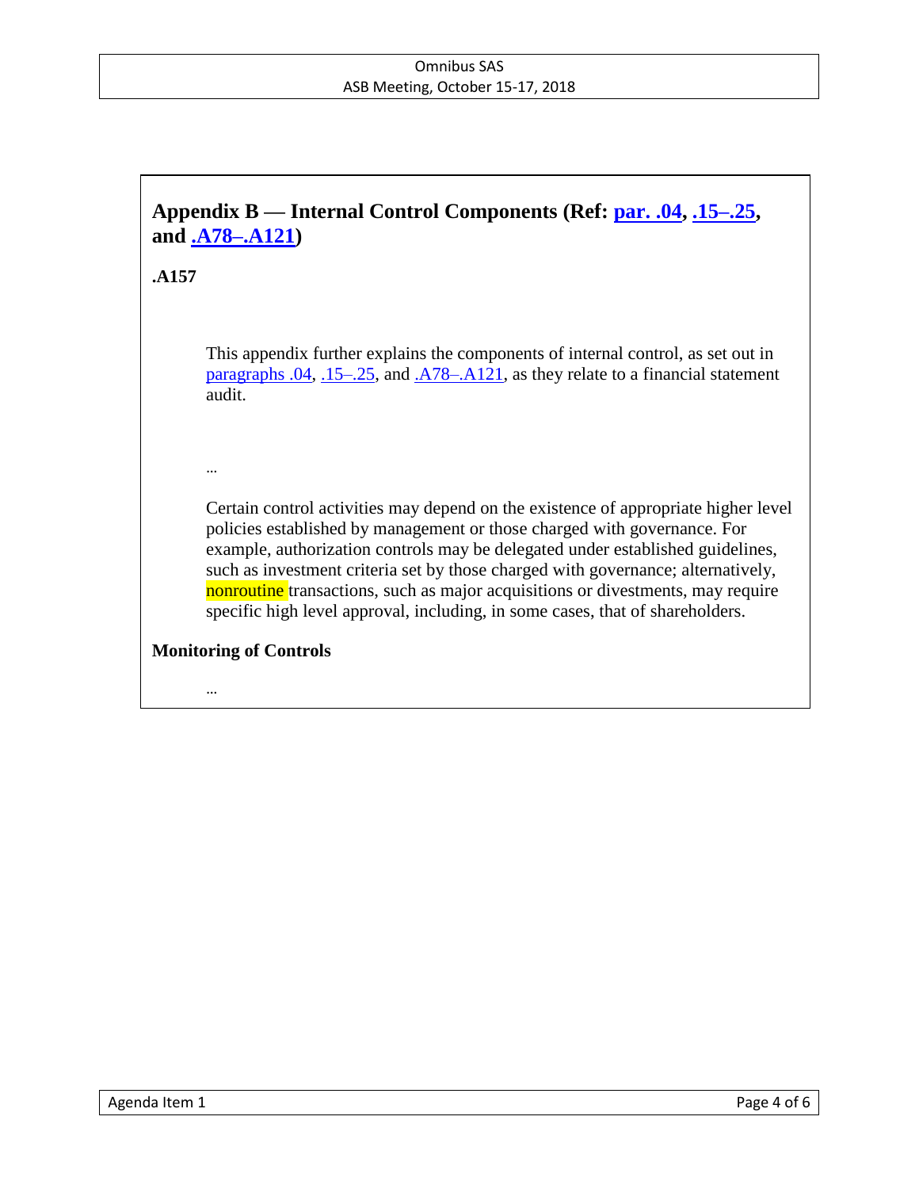## Appendix B — Internal Control Components (Ref: par. .04, .15–.25, and .A78–.A121)

**.A157**

This appendix further explains the components of internal control, as set out in paragraphs .04, .15–.25, and .A78–.A121, as they relate to a financial statement audit.

…

Certain control activities may depend on the existence of appropriate higher level policies established by management or those charged with governance. For example, authorization controls may be delegated under established guidelines, such as investment criteria set by those charged with governance; alternatively, nonroutine transactions, such as major acquisitions or divestments, may require specific high level approval, including, in some cases, that of shareholders.

**Monitoring of Controls**

…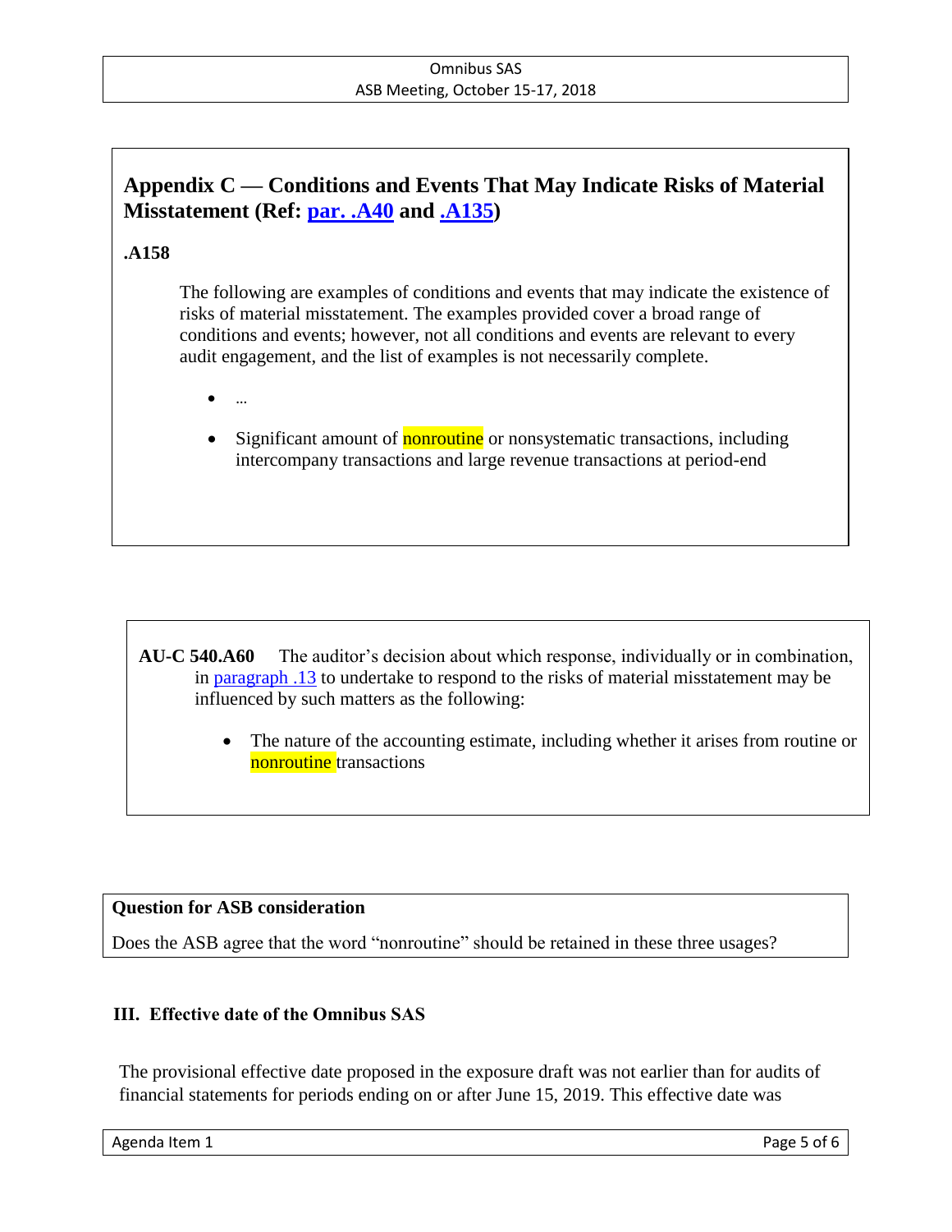## Appendix C — Conditions and Events That May Indicate Risks of Material Misstatement (Ref: par. .A40 and .A135)

**.A158**

The following are examples of conditions and events that may indicate the existence of risks of material misstatement. The examples provided cover a broad range of conditions and events; however, not all conditions and events are relevant to every audit engagement, and the list of examples is not necessarily complete.

- …
- Significant amount of nonroutine or nonsystematic transactions, including intercompany transactions and large revenue transactions at period-end

**AU-C 540.A60** The auditor's decision about which response, individually or in combination, in paragraph .13 to undertake to respond to the risks of material misstatement may be influenced by such matters as the following:

- The nature of the accounting estimate, including whether it arises from routine or nonroutine transactions

**Question for ASB consideration**

Does the ASB agree that the word "nonroutine" should be retained in these three usages?

### III. Effective date of the Omnibus SAS

The provisional effective date proposed in the exposure draft was not earlier than for audits of financial statements for periods ending on or after June 15, 2019. This effective date was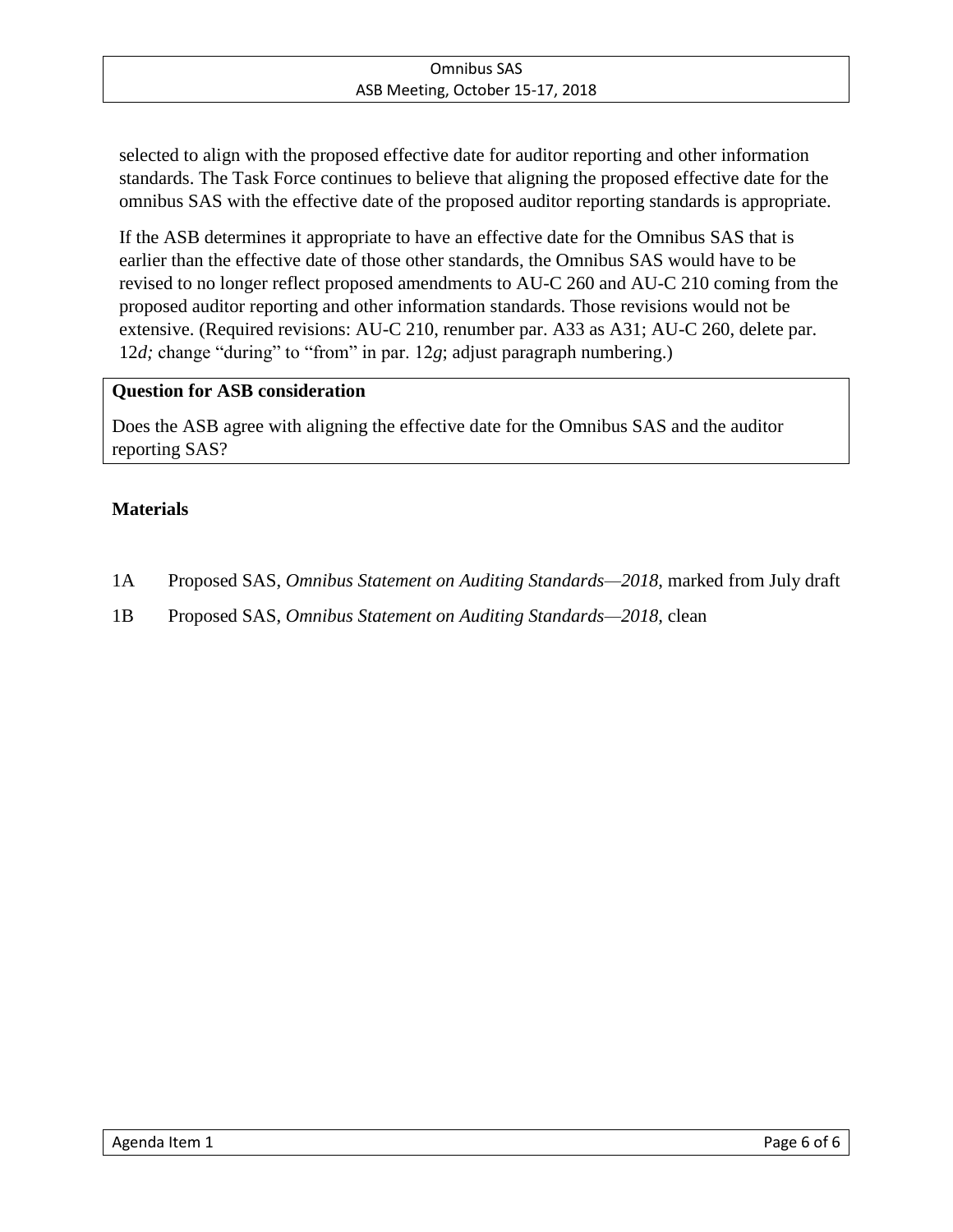selected to align with the proposed effective date for auditor reporting and other information standards. The Task Force continues to believe that aligning the proposed effective date for the omnibus SAS with the effective date of the proposed auditor reporting standards is appropriate.

If the ASB determines it appropriate to have an effective date for the Omnibus SAS that is earlier than the effective date of those other standards, the Omnibus SAS would have to be revised to no longer reflect proposed amendments to AU-C 260 and AU-C 210 coming from the proposed auditor reporting and other information standards. Those revisions would not be extensive. (Required revisions: AU-C 210, renumber par. A33 as A31; AU-C 260, delete par. 12*d;* change "during" to "from" in par. 12*g*; adjust paragraph numbering.)

**Question for ASB consideration**

Does the ASB agree with aligning the effective date for the Omnibus SAS and the auditor reporting SAS?

## Materials

1A Proposed SAS, *Omnibus Statement on Auditing Standards—2018,* marked from July draft

1B Proposed SAS, *Omnibus Statement on Auditing Standards—2018,* clean